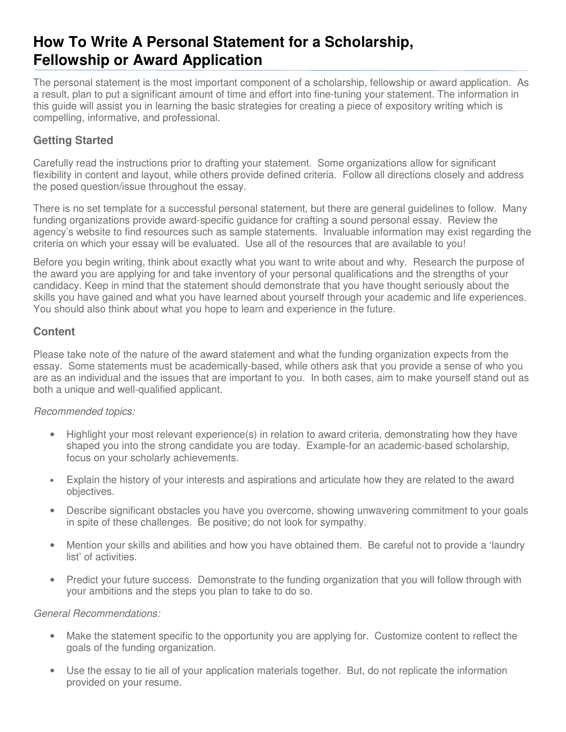# How To Write A Personal Statement for a Scholarship, Fellowship or Award Application

The personal statement is the most important component of a scholarship, fellowship or award application. As a result, plan to put a significant amount of time and effort into fine-tuning your statement. The information in this guide will assist you in learning the basic strategies for creating a piece of expository writing which is compelling, informative, and professional.

## Getting Started

Carefully read the instructions prior to drafting your statement. Some organizations allow for significant flexibility in content and layout, while others provide defined criteria. Follow all directions closely and address the posed question/issue throughout the essay.

There is no set template for a successful personal statement, but there are general guidelines to follow. Many funding organizations provide award-specific guidance for crafting a sound personal essay. Review the agency's website to find resources such as sample statements. Invaluable information may exist regarding the criteria on which your essay will be evaluated. Use all of the resources that are available to you!

Before you begin writing, think about exactly what you want to write about and why. Research the purpose of the award you are applying for and take inventory of your personal qualifications and the strengths of your candidacy. Keep in mind that the statement should demonstrate that you have thought seriously about the skills you have gained and what you have learned about yourself through your academic and life experiences. You should also think about what you hope to learn and experience in the future.

## Content

Please take note of the nature of the award statement and what the funding organization expects from the essay. Some statements must be academically-based, while others ask that you provide a sense of who you are as an individual and the issues that are important to you. In both cases, aim to make yourself stand out as both a unique and well-qualified applicant.

*Recommended topics:*

- Highlight your most relevant experience(s) in relation to award criteria, demonstrating how they have shaped you into the strong candidate you are today. Example-for an academic-based scholarship, focus on your scholarly achievements.
- Explain the history of your interests and aspirations and articulate how they are related to the award objectives.
- Describe significant obstacles you have you overcome, showing unwavering commitment to your goals in spite of these challenges. Be positive; do not look for sympathy.
- Mention your skills and abilities and how you have obtained them. Be careful not to provide a 'laundry list' of activities.
- Predict your future success. Demonstrate to the funding organization that you will follow through with your ambitions and the steps you plan to take to do so.

*General Recommendations:*

- Make the statement specific to the opportunity you are applying for. Customize content to reflect the goals of the funding organization.
- Use the essay to tie all of your application materials together. But, do not replicate the information provided on your resume.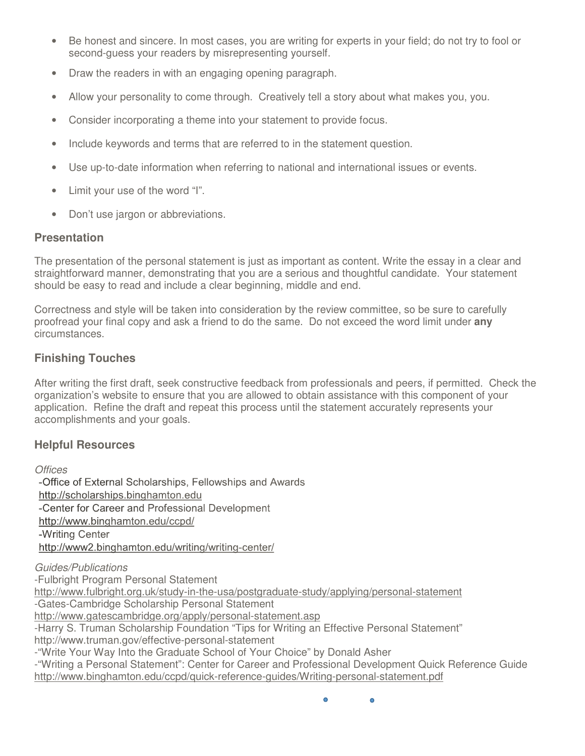- Be honest and sincere. In most cases, you are writing for experts in your field; do not try to fool or second-guess your readers by misrepresenting yourself.
- Draw the readers in with an engaging opening paragraph.
- Allow your personality to come through. Creatively tell a story about what makes you, you.
- Consider incorporating a theme into your statement to provide focus.
- Include keywords and terms that are referred to in the statement question.
- Use up-to-date information when referring to national and international issues or events.
- Limit your use of the word "I".
- Don't use jargon or abbreviations.

## Presentation

The presentation of the personal statement is just as important as content. Write the essay in a clear and straightforward manner, demonstrating that you are a serious and thoughtful candidate. Your statement should be easy to read and include a clear beginning, middle and end.

Correctness and style will be taken into consideration by the review committee, so be sure to carefully proofread your final copy and ask a friend to do the same. Do not exceed the word limit under **any** circumstances.

## Finishing Touches

After writing the first draft, seek constructive feedback from professionals and peers, if permitted. Check the organization's website to ensure that you are allowed to obtain assistance with this component of your application. Refine the draft and repeat this process until the statement accurately represents your accomplishments and your goals.

## Helpful Resources

*Offices*

-Office of External Scholarships, Fellowships and Awards
http://scholarships.binghamton.edu
-Center for Career and Professional Development
http://www.binghamton.edu/ccpd/
-Writing Center
http://www2.binghamton.edu/writing/writing-center/

*Guides/Publications*

-Fulbright Program Personal Statement
http://www.fulbright.org.uk/study-in-the-usa/postgraduate-study/applying/personal-statement
-Gates-Cambridge Scholarship Personal Statement
http://www.gatescambridge.org/apply/personal-statement.asp
-Harry S. Truman Scholarship Foundation "Tips for Writing an Effective Personal Statement"
http://www.truman.gov/effective-personal-statement
-"Write Your Way Into the Graduate School of Your Choice" by Donald Asher
-"Writing a Personal Statement": Center for Career and Professional Development Quick Reference Guide
http://www.binghamton.edu/ccpd/quick-reference-guides/Writing-personal-statement.pdf